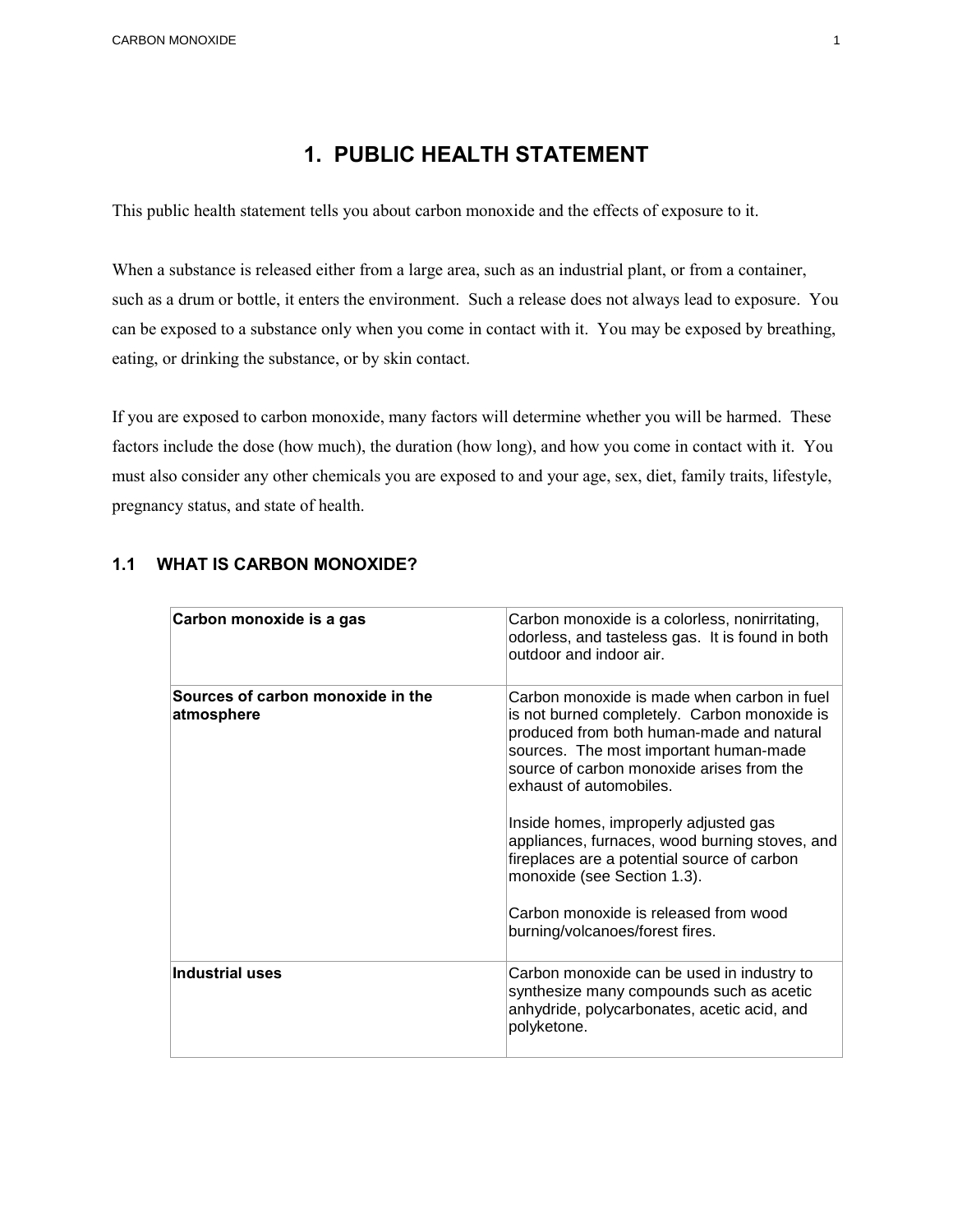# 1. PUBLIC HEALTH STATEMENT

This public health statement tells you about carbon monoxide and the effects of exposure to it.

When a substance is released either from a large area, such as an industrial plant, or from a container, such as a drum or bottle, it enters the environment. Such a release does not always lead to exposure. You can be exposed to a substance only when you come in contact with it. You may be exposed by breathing, eating, or drinking the substance, or by skin contact.

If you are exposed to carbon monoxide, many factors will determine whether you will be harmed. These factors include the dose (how much), the duration (how long), and how you come in contact with it. You must also consider any other chemicals you are exposed to and your age, sex, diet, family traits, lifestyle, pregnancy status, and state of health.

## 1.1 WHAT IS CARBON MONOXIDE?

| | |
|---|---|
| **Carbon monoxide is a gas** | Carbon monoxide is a colorless, nonirritating, odorless, and tasteless gas. It is found in both outdoor and indoor air. |
| **Sources of carbon monoxide in the atmosphere** | Carbon monoxide is made when carbon in fuel is not burned completely. Carbon monoxide is produced from both human-made and natural sources. The most important human-made source of carbon monoxide arises from the exhaust of automobiles.<br><br>Inside homes, improperly adjusted gas appliances, furnaces, wood burning stoves, and fireplaces are a potential source of carbon monoxide (see Section 1.3).<br><br>Carbon monoxide is released from wood burning/volcanoes/forest fires. |
| **Industrial uses** | Carbon monoxide can be used in industry to synthesize many compounds such as acetic anhydride, polycarbonates, acetic acid, and polyketone. |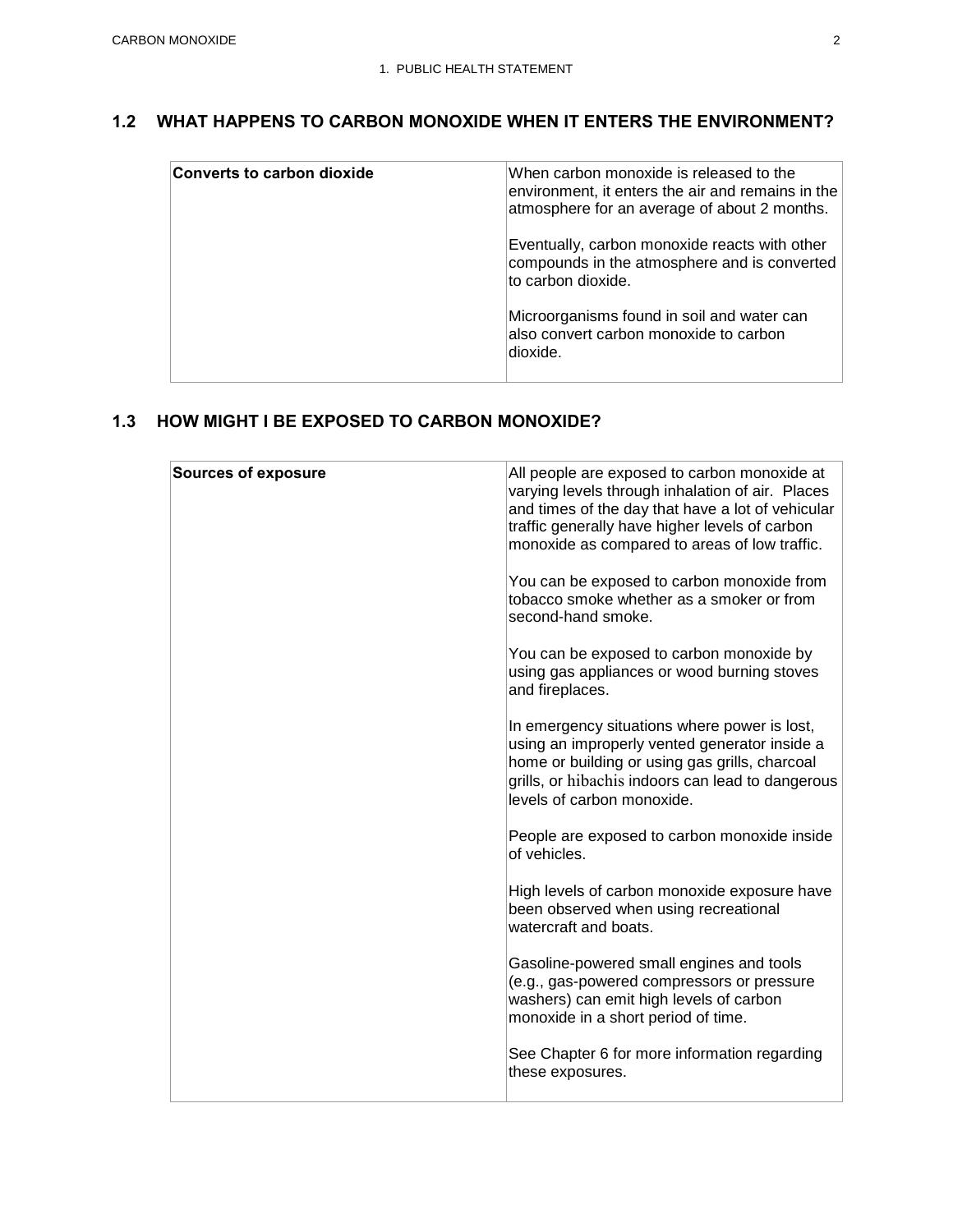## 1.2 WHAT HAPPENS TO CARBON MONOXIDE WHEN IT ENTERS THE ENVIRONMENT?

| | |
|---|---|
| **Converts to carbon dioxide** | When carbon monoxide is released to the environment, it enters the air and remains in the atmosphere for an average of about 2 months.<br><br>Eventually, carbon monoxide reacts with other compounds in the atmosphere and is converted to carbon dioxide.<br><br>Microorganisms found in soil and water can also convert carbon monoxide to carbon dioxide. |

## 1.3 HOW MIGHT I BE EXPOSED TO CARBON MONOXIDE?

| | |
|---|---|
| **Sources of exposure** | All people are exposed to carbon monoxide at varying levels through inhalation of air. Places and times of the day that have a lot of vehicular traffic generally have higher levels of carbon monoxide as compared to areas of low traffic.<br><br>You can be exposed to carbon monoxide from tobacco smoke whether as a smoker or from second-hand smoke.<br><br>You can be exposed to carbon monoxide by using gas appliances or wood burning stoves and fireplaces.<br><br>In emergency situations where power is lost, using an improperly vented generator inside a home or building or using gas grills, charcoal grills, or hibachis indoors can lead to dangerous levels of carbon monoxide.<br><br>People are exposed to carbon monoxide inside of vehicles.<br><br>High levels of carbon monoxide exposure have been observed when using recreational watercraft and boats.<br><br>Gasoline-powered small engines and tools (e.g., gas-powered compressors or pressure washers) can emit high levels of carbon monoxide in a short period of time.<br><br>See Chapter 6 for more information regarding these exposures. |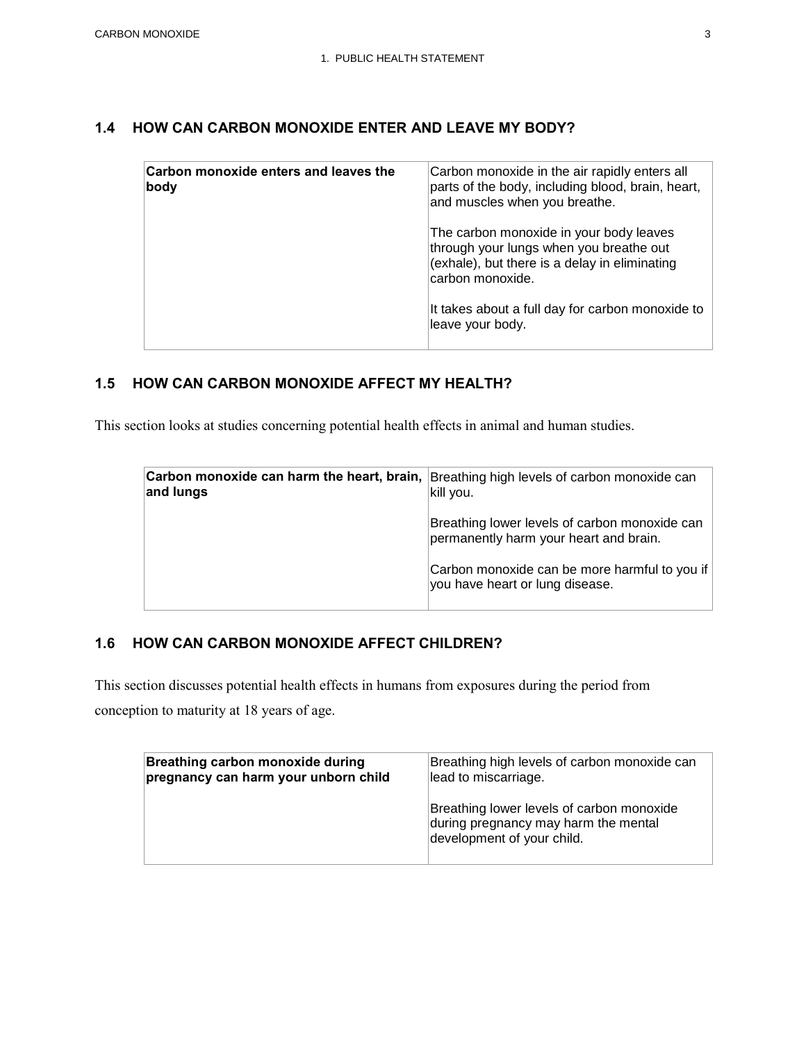## 1.4 HOW CAN CARBON MONOXIDE ENTER AND LEAVE MY BODY?

| **Carbon monoxide enters and leaves the body** | Carbon monoxide in the air rapidly enters all parts of the body, including blood, brain, heart, and muscles when you breathe.<br><br>The carbon monoxide in your body leaves through your lungs when you breathe out (exhale), but there is a delay in eliminating carbon monoxide.<br><br>It takes about a full day for carbon monoxide to leave your body. |
|---|---|

## 1.5 HOW CAN CARBON MONOXIDE AFFECT MY HEALTH?

This section looks at studies concerning potential health effects in animal and human studies.

| **Carbon monoxide can harm the heart, brain, and lungs** | Breathing high levels of carbon monoxide can kill you.<br><br>Breathing lower levels of carbon monoxide can permanently harm your heart and brain.<br><br>Carbon monoxide can be more harmful to you if you have heart or lung disease. |
|---|---|

## 1.6 HOW CAN CARBON MONOXIDE AFFECT CHILDREN?

This section discusses potential health effects in humans from exposures during the period from conception to maturity at 18 years of age.

| **Breathing carbon monoxide during pregnancy can harm your unborn child** | Breathing high levels of carbon monoxide can lead to miscarriage.<br><br>Breathing lower levels of carbon monoxide during pregnancy may harm the mental development of your child. |
|---|---|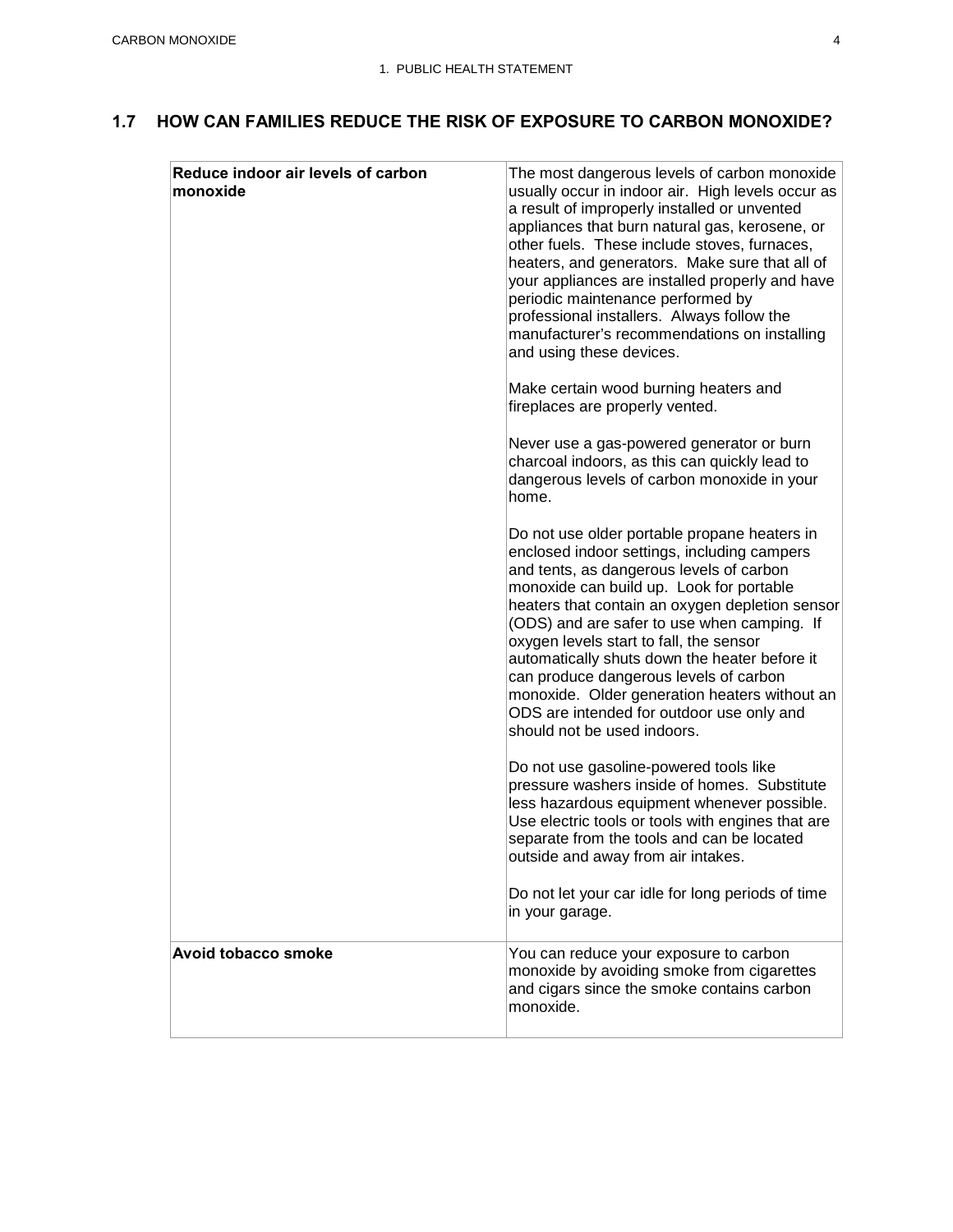## 1.7 HOW CAN FAMILIES REDUCE THE RISK OF EXPOSURE TO CARBON MONOXIDE?

| **Reduce indoor air levels of carbon monoxide** | The most dangerous levels of carbon monoxide usually occur in indoor air. High levels occur as a result of improperly installed or unvented appliances that burn natural gas, kerosene, or other fuels. These include stoves, furnaces, heaters, and generators. Make sure that all of your appliances are installed properly and have periodic maintenance performed by professional installers. Always follow the manufacturer's recommendations on installing and using these devices.<br><br>Make certain wood burning heaters and fireplaces are properly vented.<br><br>Never use a gas-powered generator or burn charcoal indoors, as this can quickly lead to dangerous levels of carbon monoxide in your home.<br><br>Do not use older portable propane heaters in enclosed indoor settings, including campers and tents, as dangerous levels of carbon monoxide can build up. Look for portable heaters that contain an oxygen depletion sensor (ODS) and are safer to use when camping. If oxygen levels start to fall, the sensor automatically shuts down the heater before it can produce dangerous levels of carbon monoxide. Older generation heaters without an ODS are intended for outdoor use only and should not be used indoors.<br><br>Do not use gasoline-powered tools like pressure washers inside of homes. Substitute less hazardous equipment whenever possible. Use electric tools or tools with engines that are separate from the tools and can be located outside and away from air intakes.<br><br>Do not let your car idle for long periods of time in your garage. |
|---|---|
| **Avoid tobacco smoke** | You can reduce your exposure to carbon monoxide by avoiding smoke from cigarettes and cigars since the smoke contains carbon monoxide. |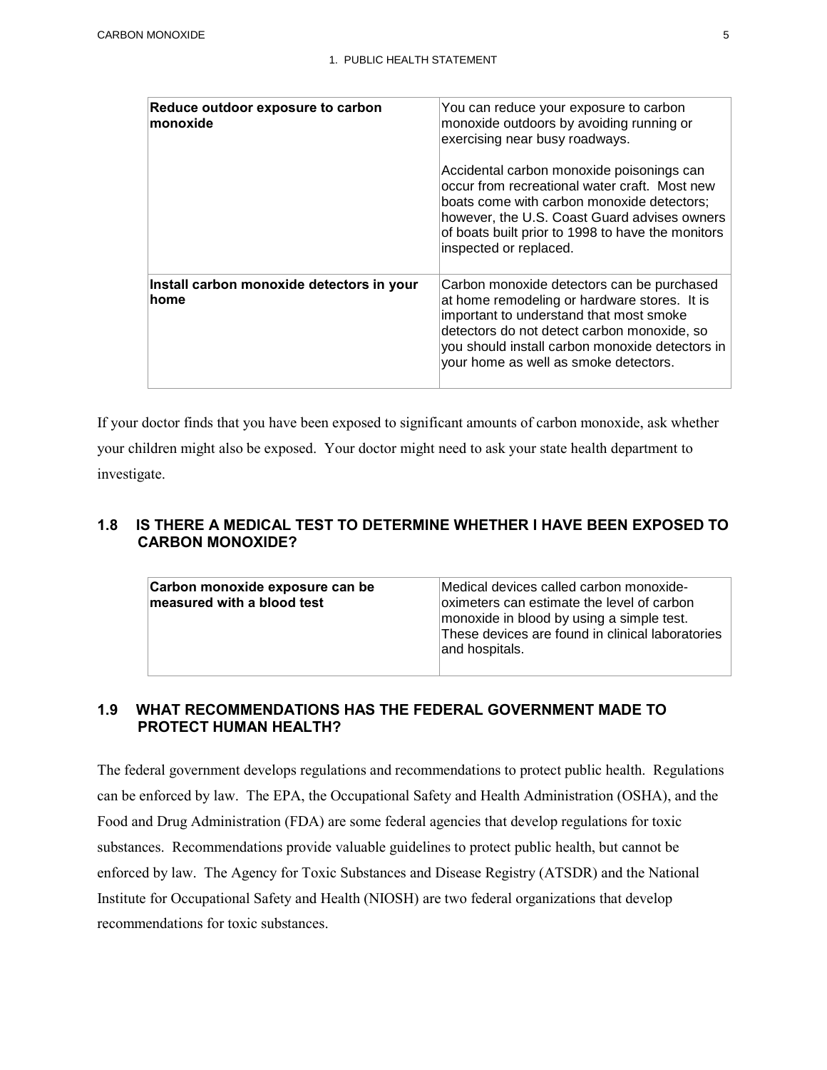| Reduce outdoor exposure to carbon monoxide | You can reduce your exposure to carbon monoxide outdoors by avoiding running or exercising near busy roadways.<br><br>Accidental carbon monoxide poisonings can occur from recreational water craft. Most new boats come with carbon monoxide detectors; however, the U.S. Coast Guard advises owners of boats built prior to 1998 to have the monitors inspected or replaced. |
|---|---|
| **Install carbon monoxide detectors in your home** | Carbon monoxide detectors can be purchased at home remodeling or hardware stores. It is important to understand that most smoke detectors do not detect carbon monoxide, so you should install carbon monoxide detectors in your home as well as smoke detectors. |

If your doctor finds that you have been exposed to significant amounts of carbon monoxide, ask whether your children might also be exposed. Your doctor might need to ask your state health department to investigate.

## 1.8 IS THERE A MEDICAL TEST TO DETERMINE WHETHER I HAVE BEEN EXPOSED TO CARBON MONOXIDE?

| Carbon monoxide exposure can be measured with a blood test | Medical devices called carbon monoxide-oximeters can estimate the level of carbon monoxide in blood by using a simple test. These devices are found in clinical laboratories and hospitals. |
|---|---|

## 1.9 WHAT RECOMMENDATIONS HAS THE FEDERAL GOVERNMENT MADE TO PROTECT HUMAN HEALTH?

The federal government develops regulations and recommendations to protect public health. Regulations can be enforced by law. The EPA, the Occupational Safety and Health Administration (OSHA), and the Food and Drug Administration (FDA) are some federal agencies that develop regulations for toxic substances. Recommendations provide valuable guidelines to protect public health, but cannot be enforced by law. The Agency for Toxic Substances and Disease Registry (ATSDR) and the National Institute for Occupational Safety and Health (NIOSH) are two federal organizations that develop recommendations for toxic substances.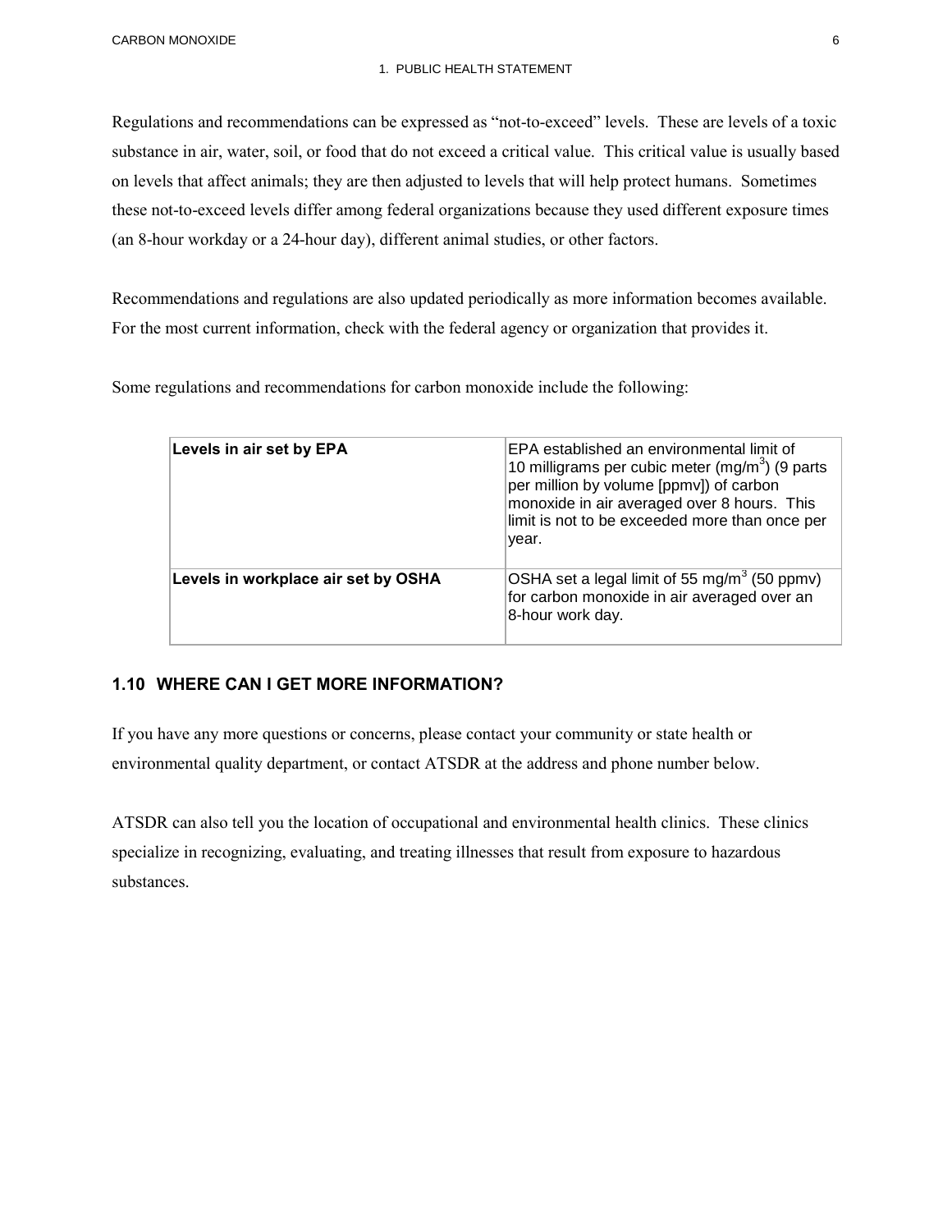Regulations and recommendations can be expressed as "not-to-exceed" levels. These are levels of a toxic substance in air, water, soil, or food that do not exceed a critical value. This critical value is usually based on levels that affect animals; they are then adjusted to levels that will help protect humans. Sometimes these not-to-exceed levels differ among federal organizations because they used different exposure times (an 8-hour workday or a 24-hour day), different animal studies, or other factors.

Recommendations and regulations are also updated periodically as more information becomes available. For the most current information, check with the federal agency or organization that provides it.

Some regulations and recommendations for carbon monoxide include the following:

| | |
|---|---|
| **Levels in air set by EPA** | EPA established an environmental limit of 10 milligrams per cubic meter ($mg/m^3$) (9 parts per million by volume [ppmv]) of carbon monoxide in air averaged over 8 hours. This limit is not to be exceeded more than once per year. |
| **Levels in workplace air set by OSHA** | OSHA set a legal limit of 55 $mg/m^3$ (50 ppmv) for carbon monoxide in air averaged over an 8-hour work day. |

## 1.10 WHERE CAN I GET MORE INFORMATION?

If you have any more questions or concerns, please contact your community or state health or environmental quality department, or contact ATSDR at the address and phone number below.

ATSDR can also tell you the location of occupational and environmental health clinics. These clinics specialize in recognizing, evaluating, and treating illnesses that result from exposure to hazardous substances.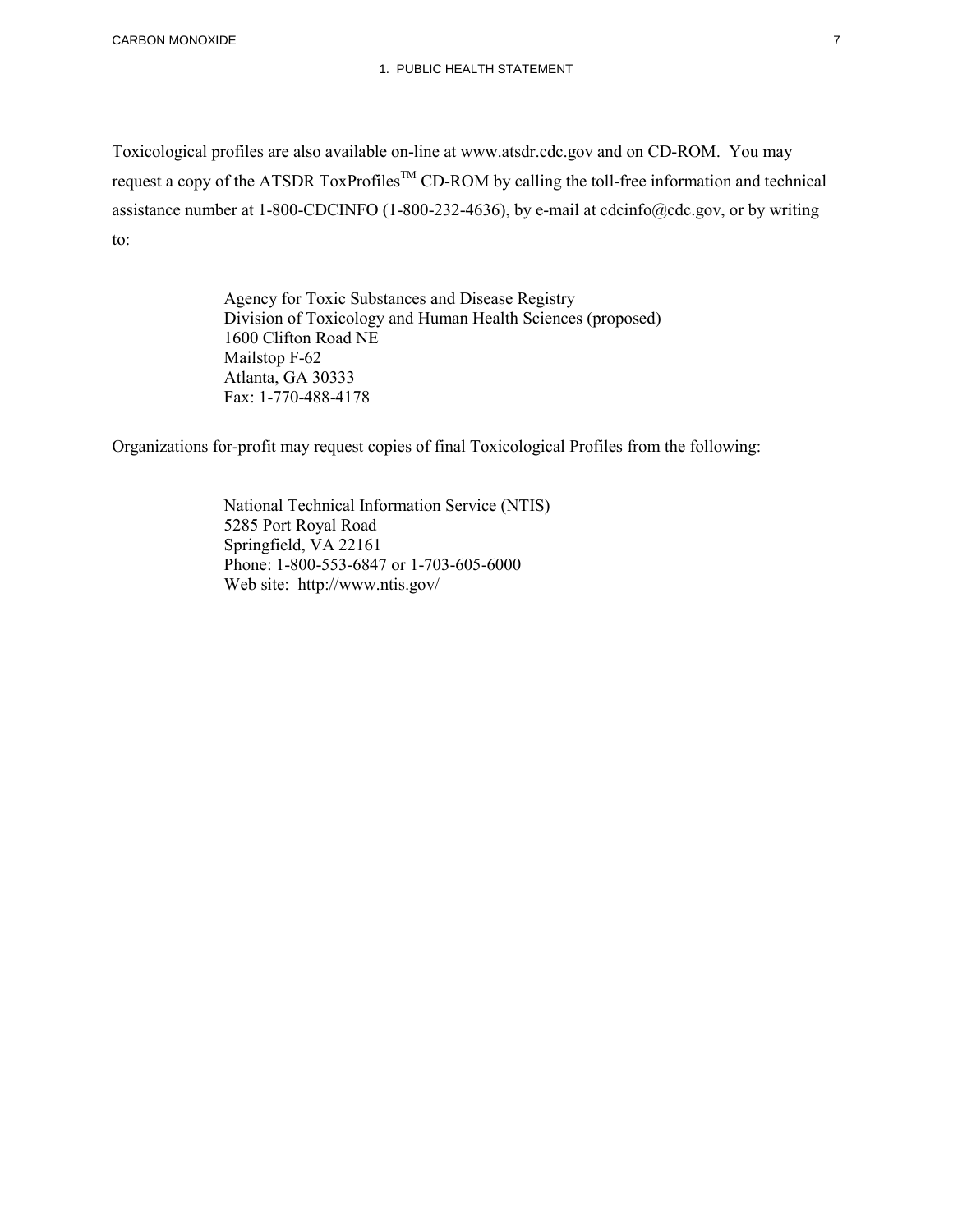Toxicological profiles are also available on-line at www.atsdr.cdc.gov and on CD-ROM. You may request a copy of the ATSDR ToxProfiles™ CD-ROM by calling the toll-free information and technical assistance number at 1-800-CDCINFO (1-800-232-4636), by e-mail at cdcinfo@cdc.gov, or by writing to:

Agency for Toxic Substances and Disease Registry
Division of Toxicology and Human Health Sciences (proposed)
1600 Clifton Road NE
Mailstop F-62
Atlanta, GA 30333
Fax: 1-770-488-4178

Organizations for-profit may request copies of final Toxicological Profiles from the following:

National Technical Information Service (NTIS)
5285 Port Royal Road
Springfield, VA 22161
Phone: 1-800-553-6847 or 1-703-605-6000
Web site: http://www.ntis.gov/